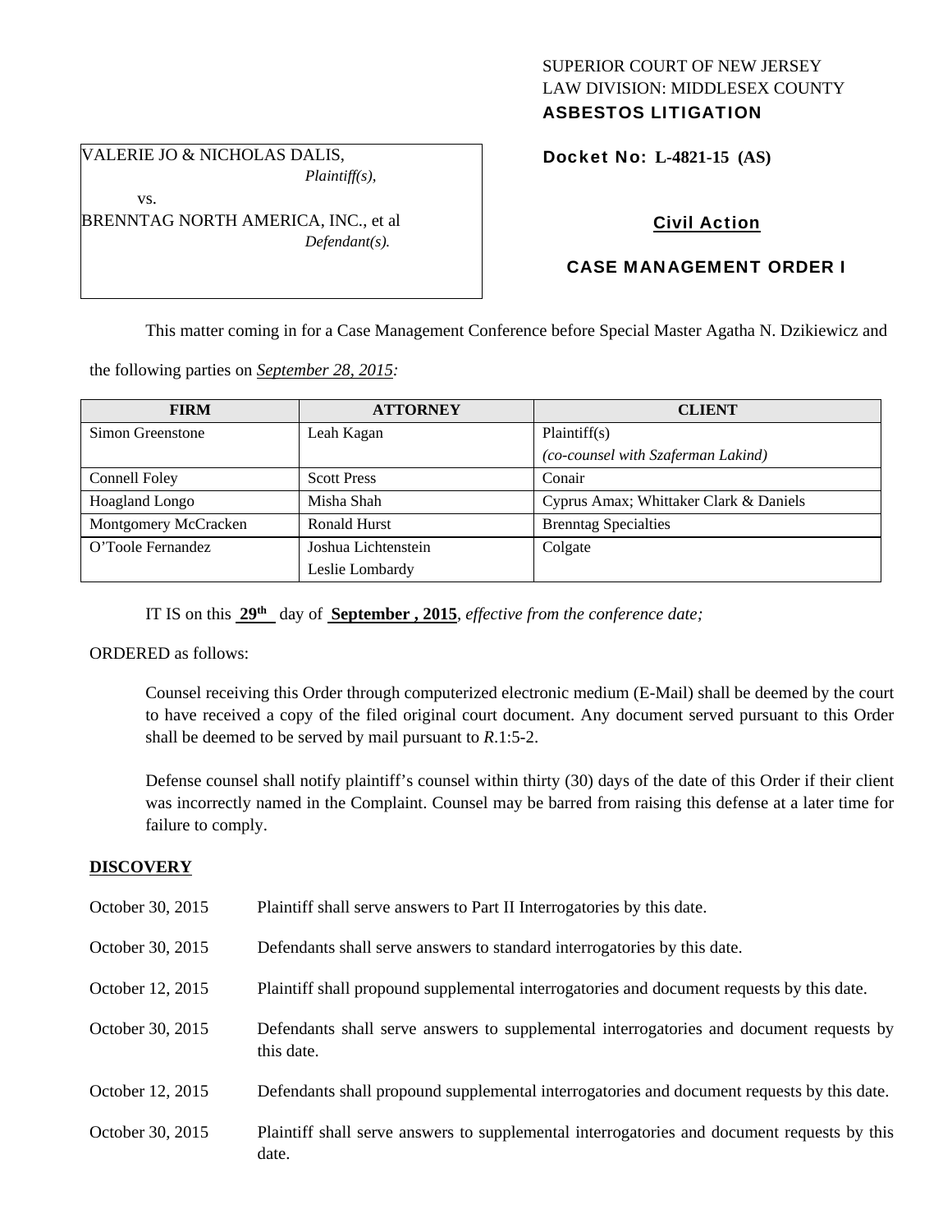SUPERIOR COURT OF NEW JERSEY
LAW DIVISION: MIDDLESEX COUNTY
**ASBESTOS LITIGATION**

VALERIE JO & NICHOLAS DALIS,
*Plaintiff(s),*
vs.
BRENNTAG NORTH AMERICA, INC., et al
*Defendant(s).*

**Docket No: L-4821-15 (AS)**

**Civil Action**

**CASE MANAGEMENT ORDER I**

This matter coming in for a Case Management Conference before Special Master Agatha N. Dzikiewicz and the following parties on *September 28, 2015:*

| FIRM | ATTORNEY | CLIENT |
|---|---|---|
| Simon Greenstone | Leah Kagan | Plaintiff(s) *(co-counsel with Szaferman Lakind)* |
| Connell Foley | Scott Press | Conair |
| Hoagland Longo | Misha Shah | Cyprus Amax; Whittaker Clark & Daniels |
| Montgomery McCracken | Ronald Hurst | Brenntag Specialties |
| O'Toole Fernandez | Joshua Lichtenstein<br>Leslie Lombardy | Colgate |

IT IS on this **29th** day of **September , 2015**, *effective from the conference date;*

ORDERED as follows:

Counsel receiving this Order through computerized electronic medium (E-Mail) shall be deemed by the court to have received a copy of the filed original court document. Any document served pursuant to this Order shall be deemed to be served by mail pursuant to *R*.1:5-2.

Defense counsel shall notify plaintiff's counsel within thirty (30) days of the date of this Order if their client was incorrectly named in the Complaint. Counsel may be barred from raising this defense at a later time for failure to comply.

**DISCOVERY**

| | |
|---|---|
| October 30, 2015 | Plaintiff shall serve answers to Part II Interrogatories by this date. |
| October 30, 2015 | Defendants shall serve answers to standard interrogatories by this date. |
| October 12, 2015 | Plaintiff shall propound supplemental interrogatories and document requests by this date. |
| October 30, 2015 | Defendants shall serve answers to supplemental interrogatories and document requests by this date. |
| October 12, 2015 | Defendants shall propound supplemental interrogatories and document requests by this date. |
| October 30, 2015 | Plaintiff shall serve answers to supplemental interrogatories and document requests by this date. |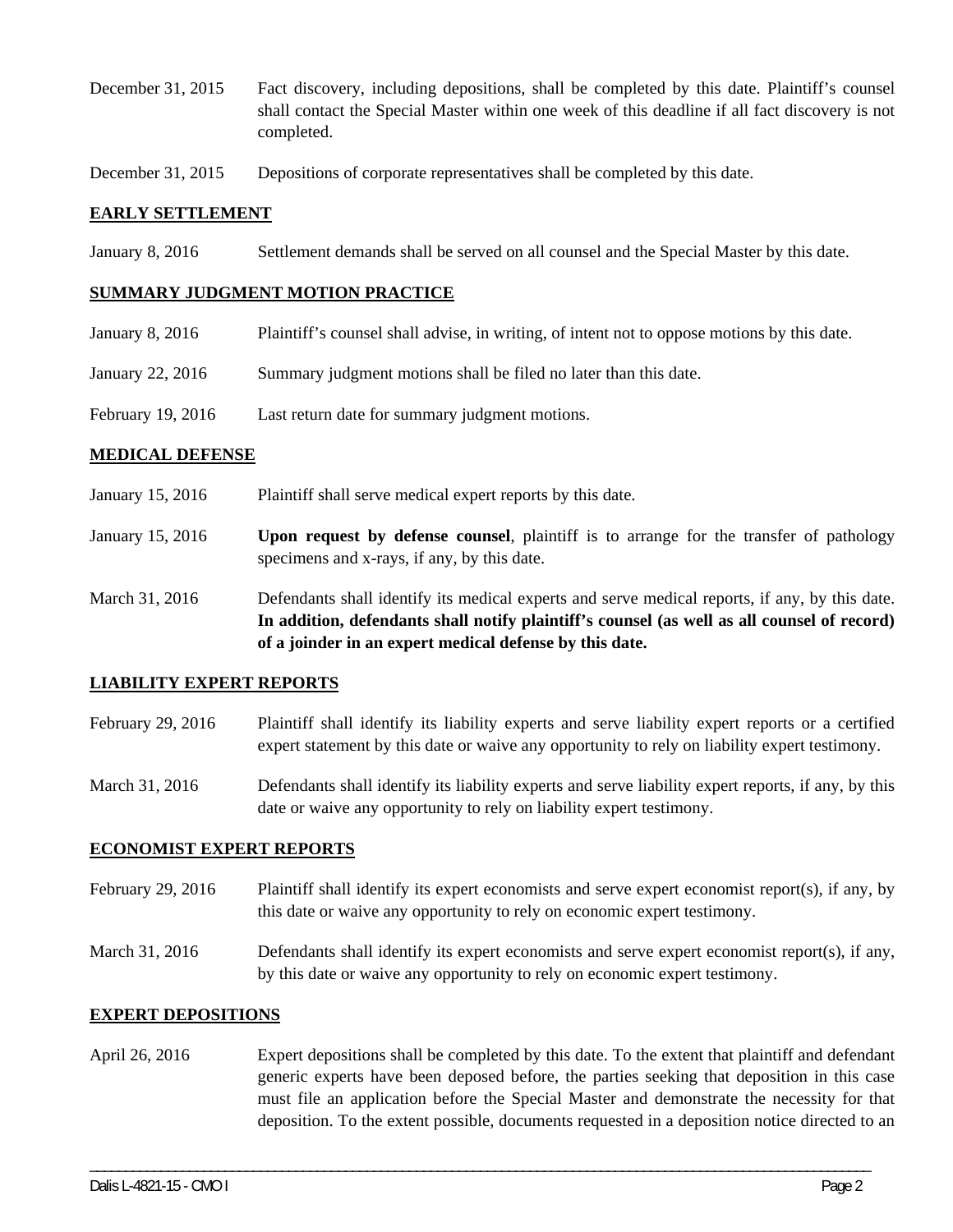December 31, 2015 Fact discovery, including depositions, shall be completed by this date. Plaintiff's counsel shall contact the Special Master within one week of this deadline if all fact discovery is not completed.

December 31, 2015 Depositions of corporate representatives shall be completed by this date.

## EARLY SETTLEMENT

January 8, 2016 Settlement demands shall be served on all counsel and the Special Master by this date.

## SUMMARY JUDGMENT MOTION PRACTICE

January 8, 2016 Plaintiff's counsel shall advise, in writing, of intent not to oppose motions by this date.

January 22, 2016 Summary judgment motions shall be filed no later than this date.

February 19, 2016 Last return date for summary judgment motions.

## MEDICAL DEFENSE

January 15, 2016 Plaintiff shall serve medical expert reports by this date.

January 15, 2016 **Upon request by defense counsel**, plaintiff is to arrange for the transfer of pathology specimens and x-rays, if any, by this date.

March 31, 2016 Defendants shall identify its medical experts and serve medical reports, if any, by this date. **In addition, defendants shall notify plaintiff's counsel (as well as all counsel of record) of a joinder in an expert medical defense by this date.**

## LIABILITY EXPERT REPORTS

February 29, 2016 Plaintiff shall identify its liability experts and serve liability expert reports or a certified expert statement by this date or waive any opportunity to rely on liability expert testimony.

March 31, 2016 Defendants shall identify its liability experts and serve liability expert reports, if any, by this date or waive any opportunity to rely on liability expert testimony.

## ECONOMIST EXPERT REPORTS

February 29, 2016 Plaintiff shall identify its expert economists and serve expert economist report(s), if any, by this date or waive any opportunity to rely on economic expert testimony.

March 31, 2016 Defendants shall identify its expert economists and serve expert economist report(s), if any, by this date or waive any opportunity to rely on economic expert testimony.

## EXPERT DEPOSITIONS

April 26, 2016 Expert depositions shall be completed by this date. To the extent that plaintiff and defendant generic experts have been deposed before, the parties seeking that deposition in this case must file an application before the Special Master and demonstrate the necessity for that deposition. To the extent possible, documents requested in a deposition notice directed to an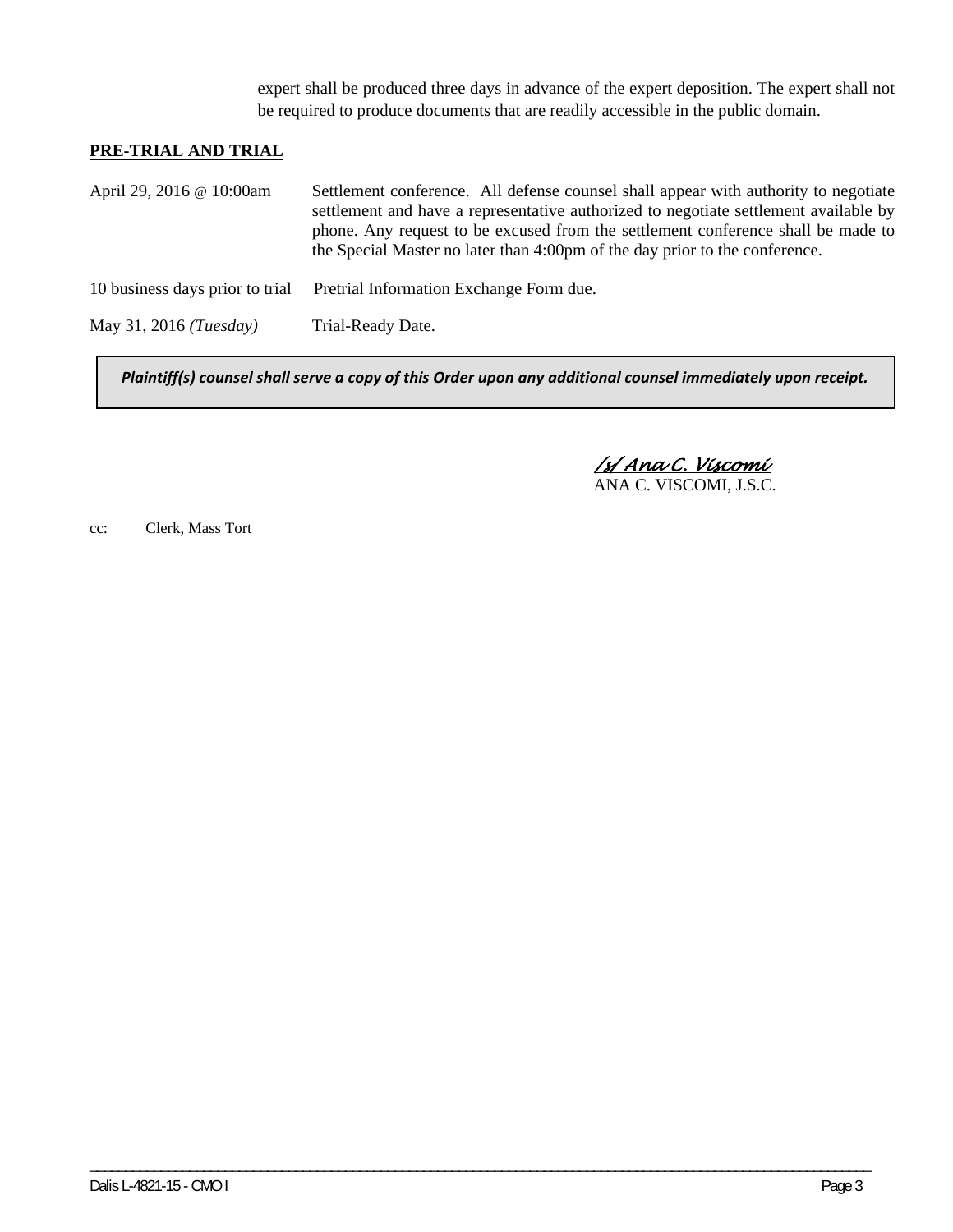expert shall be produced three days in advance of the expert deposition. The expert shall not be required to produce documents that are readily accessible in the public domain.

**PRE-TRIAL AND TRIAL**

| | |
|---|---|
| April 29, 2016 @ 10:00am | Settlement conference. All defense counsel shall appear with authority to negotiate settlement and have a representative authorized to negotiate settlement available by phone. Any request to be excused from the settlement conference shall be made to the Special Master no later than 4:00pm of the day prior to the conference. |
| 10 business days prior to trial | Pretrial Information Exchange Form due. |
| May 31, 2016 *(Tuesday)* | Trial-Ready Date. |

***Plaintiff(s) counsel shall serve a copy of this Order upon any additional counsel immediately upon receipt.***

*/s/ Ana C. Viscomi*
ANA C. VISCOMI, J.S.C.

cc: Clerk, Mass Tort